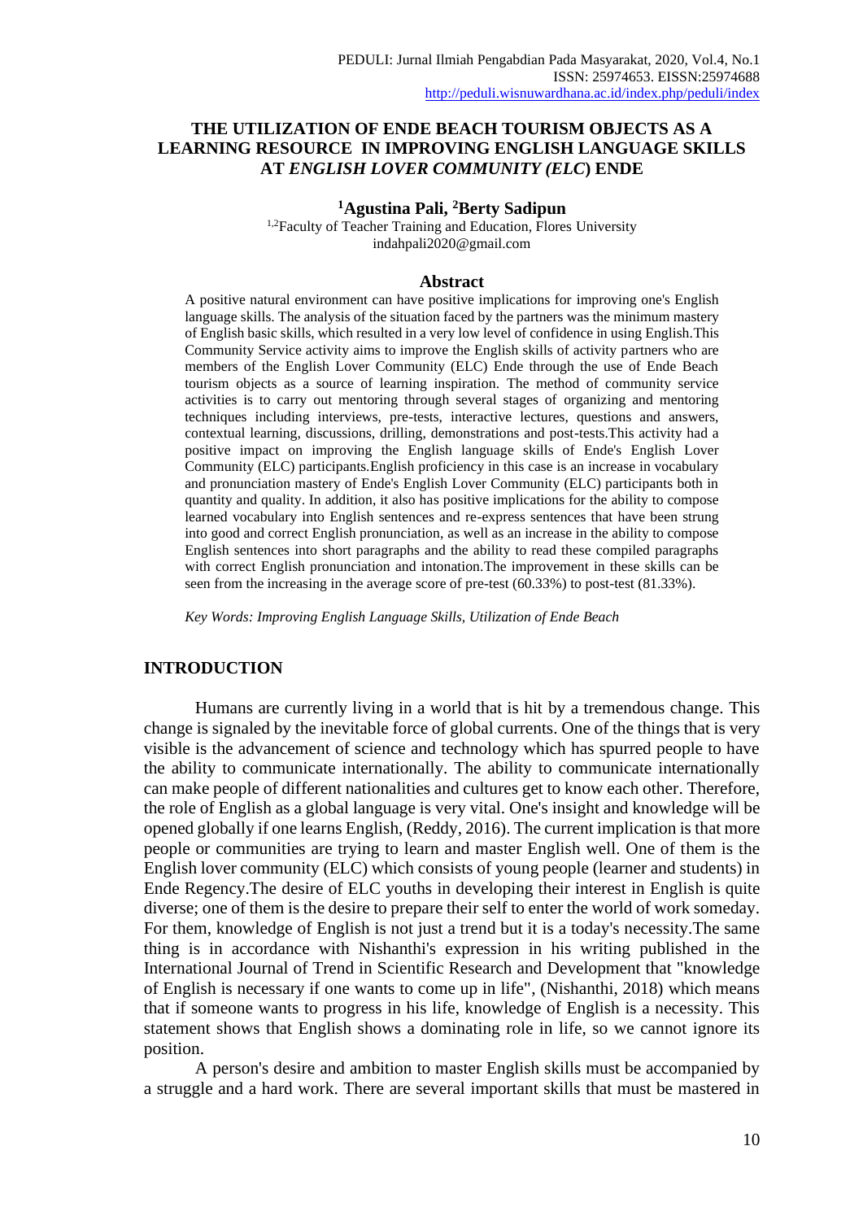# THE UTILIZATION OF ENDE BEACH TOURISM OBJECTS AS A LEARNING RESOURCE IN IMPROVING ENGLISH LANGUAGE SKILLS AT *ENGLISH LOVER COMMUNITY (ELC*) ENDE

**[1]Agustina Pali, [2]Berty Sadipun**

[1,2]Faculty of Teacher Training and Education, Flores University
indahpali2020@gmail.com

## Abstract

A positive natural environment can have positive implications for improving one's English language skills. The analysis of the situation faced by the partners was the minimum mastery of English basic skills, which resulted in a very low level of confidence in using English.This Community Service activity aims to improve the English skills of activity partners who are members of the English Lover Community (ELC) Ende through the use of Ende Beach tourism objects as a source of learning inspiration. The method of community service activities is to carry out mentoring through several stages of organizing and mentoring techniques including interviews, pre-tests, interactive lectures, questions and answers, contextual learning, discussions, drilling, demonstrations and post-tests.This activity had a positive impact on improving the English language skills of Ende's English Lover Community (ELC) participants.English proficiency in this case is an increase in vocabulary and pronunciation mastery of Ende's English Lover Community (ELC) participants both in quantity and quality. In addition, it also has positive implications for the ability to compose learned vocabulary into English sentences and re-express sentences that have been strung into good and correct English pronunciation, as well as an increase in the ability to compose English sentences into short paragraphs and the ability to read these compiled paragraphs with correct English pronunciation and intonation.The improvement in these skills can be seen from the increasing in the average score of pre-test (60.33%) to post-test (81.33%).

*Key Words: Improving English Language Skills, Utilization of Ende Beach*

## INTRODUCTION

Humans are currently living in a world that is hit by a tremendous change. This change is signaled by the inevitable force of global currents. One of the things that is very visible is the advancement of science and technology which has spurred people to have the ability to communicate internationally. The ability to communicate internationally can make people of different nationalities and cultures get to know each other. Therefore, the role of English as a global language is very vital. One's insight and knowledge will be opened globally if one learns English, (Reddy, 2016). The current implication is that more people or communities are trying to learn and master English well. One of them is the English lover community (ELC) which consists of young people (learner and students) in Ende Regency.The desire of ELC youths in developing their interest in English is quite diverse; one of them is the desire to prepare their self to enter the world of work someday. For them, knowledge of English is not just a trend but it is a today's necessity.The same thing is in accordance with Nishanthi's expression in his writing published in the International Journal of Trend in Scientific Research and Development that "knowledge of English is necessary if one wants to come up in life", (Nishanthi, 2018) which means that if someone wants to progress in his life, knowledge of English is a necessity. This statement shows that English shows a dominating role in life, so we cannot ignore its position.

A person's desire and ambition to master English skills must be accompanied by a struggle and a hard work. There are several important skills that must be mastered in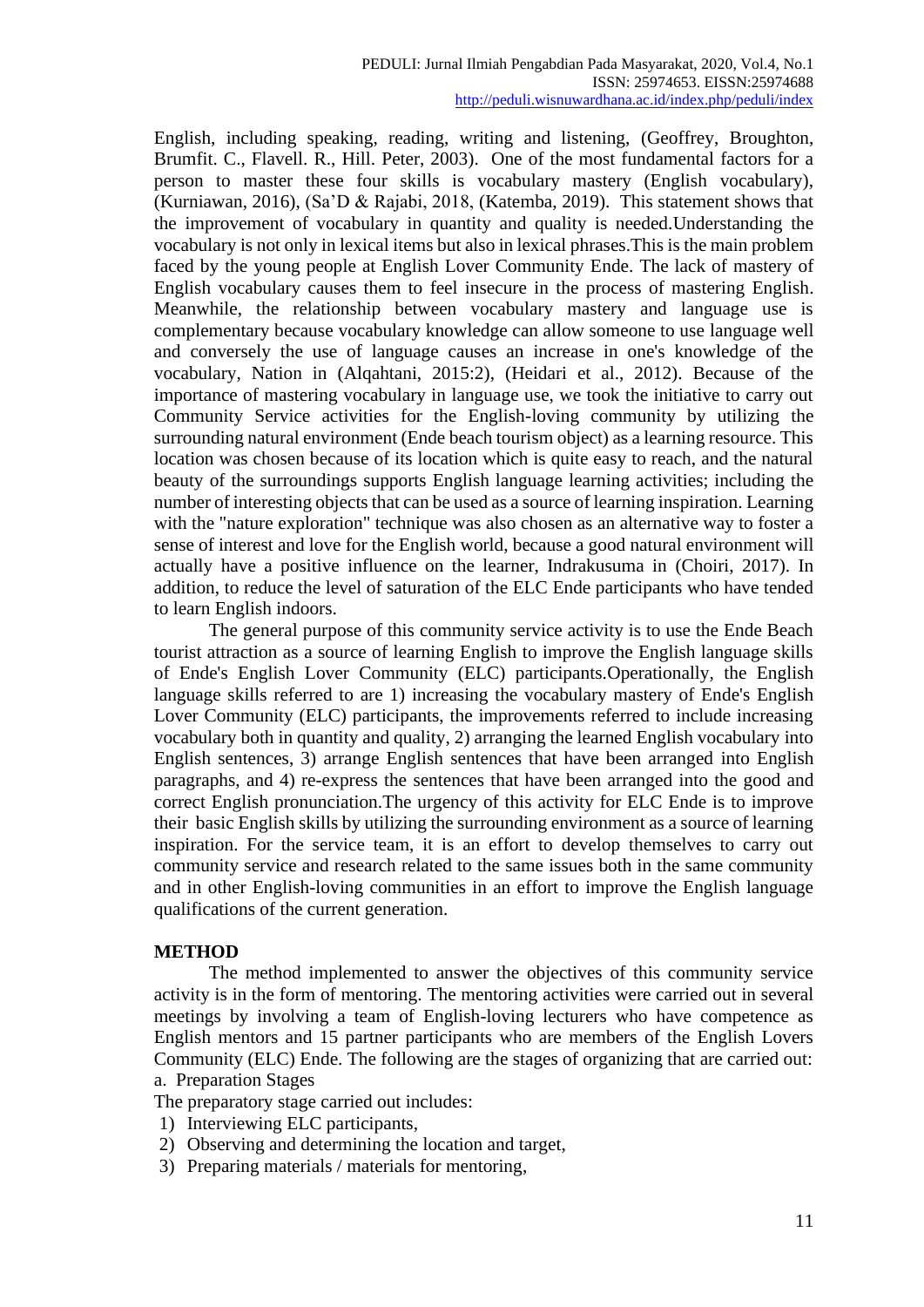English, including speaking, reading, writing and listening, (Geoffrey, Broughton, Brumfit. C., Flavell. R., Hill. Peter, 2003). One of the most fundamental factors for a person to master these four skills is vocabulary mastery (English vocabulary), (Kurniawan, 2016), (Sa'D & Rajabi, 2018, (Katemba, 2019). This statement shows that the improvement of vocabulary in quantity and quality is needed.Understanding the vocabulary is not only in lexical items but also in lexical phrases.This is the main problem faced by the young people at English Lover Community Ende. The lack of mastery of English vocabulary causes them to feel insecure in the process of mastering English. Meanwhile, the relationship between vocabulary mastery and language use is complementary because vocabulary knowledge can allow someone to use language well and conversely the use of language causes an increase in one's knowledge of the vocabulary, Nation in (Alqahtani, 2015:2), (Heidari et al., 2012). Because of the importance of mastering vocabulary in language use, we took the initiative to carry out Community Service activities for the English-loving community by utilizing the surrounding natural environment (Ende beach tourism object) as a learning resource. This location was chosen because of its location which is quite easy to reach, and the natural beauty of the surroundings supports English language learning activities; including the number of interesting objects that can be used as a source of learning inspiration. Learning with the "nature exploration" technique was also chosen as an alternative way to foster a sense of interest and love for the English world, because a good natural environment will actually have a positive influence on the learner, Indrakusuma in (Choiri, 2017). In addition, to reduce the level of saturation of the ELC Ende participants who have tended to learn English indoors.

The general purpose of this community service activity is to use the Ende Beach tourist attraction as a source of learning English to improve the English language skills of Ende's English Lover Community (ELC) participants.Operationally, the English language skills referred to are 1) increasing the vocabulary mastery of Ende's English Lover Community (ELC) participants, the improvements referred to include increasing vocabulary both in quantity and quality, 2) arranging the learned English vocabulary into English sentences, 3) arrange English sentences that have been arranged into English paragraphs, and 4) re-express the sentences that have been arranged into the good and correct English pronunciation.The urgency of this activity for ELC Ende is to improve their basic English skills by utilizing the surrounding environment as a source of learning inspiration. For the service team, it is an effort to develop themselves to carry out community service and research related to the same issues both in the same community and in other English-loving communities in an effort to improve the English language qualifications of the current generation.

## METHOD

The method implemented to answer the objectives of this community service activity is in the form of mentoring. The mentoring activities were carried out in several meetings by involving a team of English-loving lecturers who have competence as English mentors and 15 partner participants who are members of the English Lovers Community (ELC) Ende. The following are the stages of organizing that are carried out:

a. Preparation Stages

The preparatory stage carried out includes:

1) Interviewing ELC participants,
2) Observing and determining the location and target,
3) Preparing materials / materials for mentoring,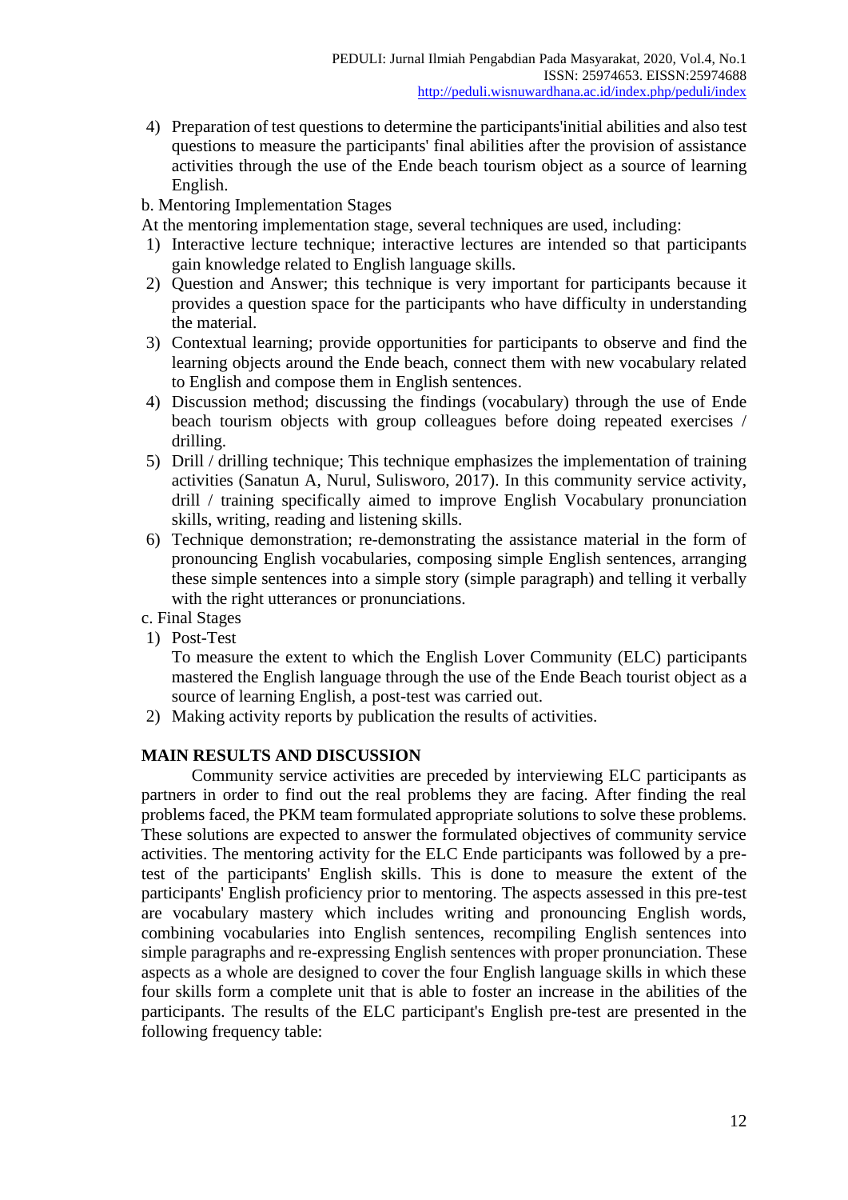4) Preparation of test questions to determine the participants'initial abilities and also test questions to measure the participants' final abilities after the provision of assistance activities through the use of the Ende beach tourism object as a source of learning English.

b. Mentoring Implementation Stages

At the mentoring implementation stage, several techniques are used, including:

1) Interactive lecture technique; interactive lectures are intended so that participants gain knowledge related to English language skills.
2) Question and Answer; this technique is very important for participants because it provides a question space for the participants who have difficulty in understanding the material.
3) Contextual learning; provide opportunities for participants to observe and find the learning objects around the Ende beach, connect them with new vocabulary related to English and compose them in English sentences.
4) Discussion method; discussing the findings (vocabulary) through the use of Ende beach tourism objects with group colleagues before doing repeated exercises / drilling.
5) Drill / drilling technique; This technique emphasizes the implementation of training activities (Sanatun A, Nurul, Sulisworo, 2017). In this community service activity, drill / training specifically aimed to improve English Vocabulary pronunciation skills, writing, reading and listening skills.
6) Technique demonstration; re-demonstrating the assistance material in the form of pronouncing English vocabularies, composing simple English sentences, arranging these simple sentences into a simple story (simple paragraph) and telling it verbally with the right utterances or pronunciations.

c. Final Stages

1) Post-Test

   To measure the extent to which the English Lover Community (ELC) participants mastered the English language through the use of the Ende Beach tourist object as a source of learning English, a post-test was carried out.
2) Making activity reports by publication the results of activities.

## MAIN RESULTS AND DISCUSSION

Community service activities are preceded by interviewing ELC participants as partners in order to find out the real problems they are facing. After finding the real problems faced, the PKM team formulated appropriate solutions to solve these problems. These solutions are expected to answer the formulated objectives of community service activities. The mentoring activity for the ELC Ende participants was followed by a pre-test of the participants' English skills. This is done to measure the extent of the participants' English proficiency prior to mentoring. The aspects assessed in this pre-test are vocabulary mastery which includes writing and pronouncing English words, combining vocabularies into English sentences, recompiling English sentences into simple paragraphs and re-expressing English sentences with proper pronunciation. These aspects as a whole are designed to cover the four English language skills in which these four skills form a complete unit that is able to foster an increase in the abilities of the participants. The results of the ELC participant's English pre-test are presented in the following frequency table: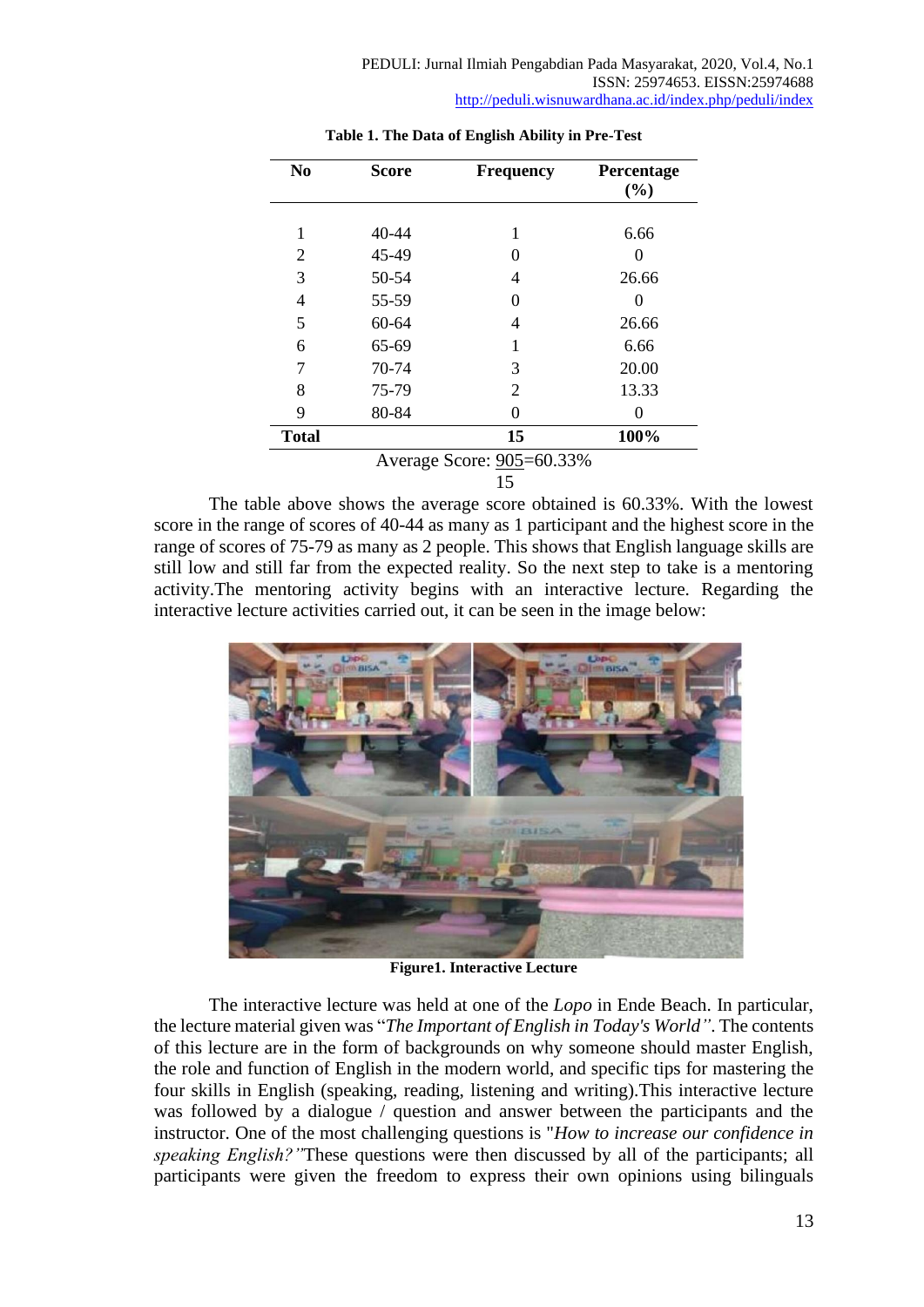**Table 1. The Data of English Ability in Pre-Test**

| No | Score | Frequency | Percentage (%) |
|---|---|---|---|
| 1 | 40-44 | 1 | 6.66 |
| 2 | 45-49 | 0 | 0 |
| 3 | 50-54 | 4 | 26.66 |
| 4 | 55-59 | 0 | 0 |
| 5 | 60-64 | 4 | 26.66 |
| 6 | 65-69 | 1 | 6.66 |
| 7 | 70-74 | 3 | 20.00 |
| 8 | 75-79 | 2 | 13.33 |
| 9 | 80-84 | 0 | 0 |
| **Total** | | **15** | **100%** |

Average Score: $\frac{905}{15}$=60.33%

The table above shows the average score obtained is 60.33%. With the lowest score in the range of scores of 40-44 as many as 1 participant and the highest score in the range of scores of 75-79 as many as 2 people. This shows that English language skills are still low and still far from the expected reality. So the next step to take is a mentoring activity.The mentoring activity begins with an interactive lecture. Regarding the interactive lecture activities carried out, it can be seen in the image below:

**Figure1. Interactive Lecture**

The interactive lecture was held at one of the *Lopo* in Ende Beach. In particular, the lecture material given was "*The Important of English in Today's World"*. The contents of this lecture are in the form of backgrounds on why someone should master English, the role and function of English in the modern world, and specific tips for mastering the four skills in English (speaking, reading, listening and writing).This interactive lecture was followed by a dialogue / question and answer between the participants and the instructor. One of the most challenging questions is "*How to increase our confidence in speaking English?"*These questions were then discussed by all of the participants; all participants were given the freedom to express their own opinions using bilinguals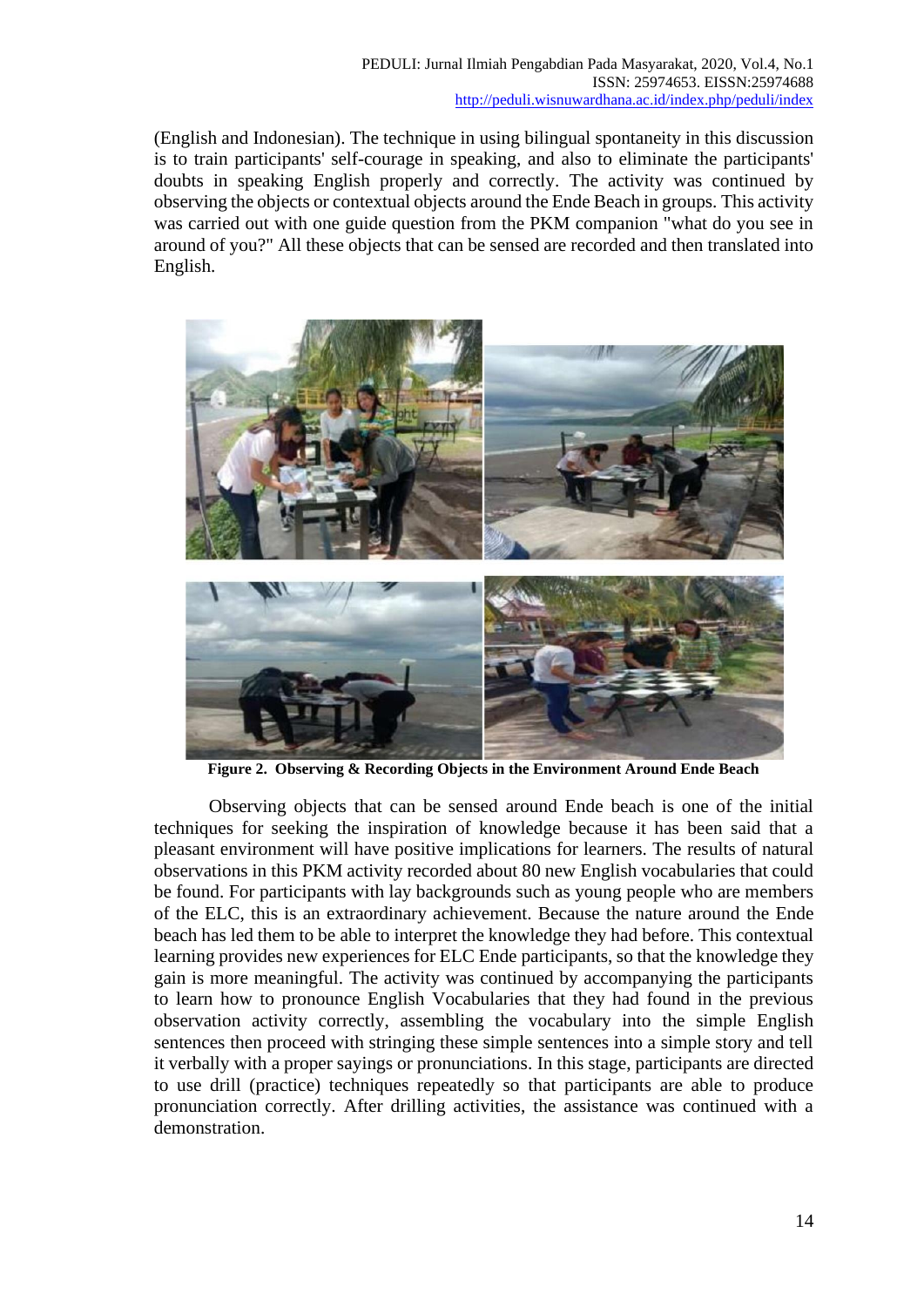(English and Indonesian). The technique in using bilingual spontaneity in this discussion is to train participants' self-courage in speaking, and also to eliminate the participants' doubts in speaking English properly and correctly. The activity was continued by observing the objects or contextual objects around the Ende Beach in groups. This activity was carried out with one guide question from the PKM companion "what do you see in around of you?" All these objects that can be sensed are recorded and then translated into English.

**Figure 2. Observing & Recording Objects in the Environment Around Ende Beach**

Observing objects that can be sensed around Ende beach is one of the initial techniques for seeking the inspiration of knowledge because it has been said that a pleasant environment will have positive implications for learners. The results of natural observations in this PKM activity recorded about 80 new English vocabularies that could be found. For participants with lay backgrounds such as young people who are members of the ELC, this is an extraordinary achievement. Because the nature around the Ende beach has led them to be able to interpret the knowledge they had before. This contextual learning provides new experiences for ELC Ende participants, so that the knowledge they gain is more meaningful. The activity was continued by accompanying the participants to learn how to pronounce English Vocabularies that they had found in the previous observation activity correctly, assembling the vocabulary into the simple English sentences then proceed with stringing these simple sentences into a simple story and tell it verbally with a proper sayings or pronunciations. In this stage, participants are directed to use drill (practice) techniques repeatedly so that participants are able to produce pronunciation correctly. After drilling activities, the assistance was continued with a demonstration.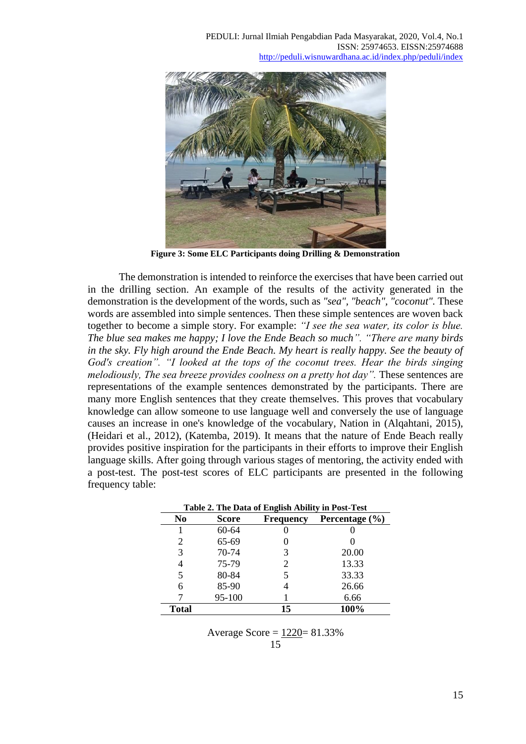**Figure 3: Some ELC Participants doing Drilling & Demonstration**

The demonstration is intended to reinforce the exercises that have been carried out in the drilling section. An example of the results of the activity generated in the demonstration is the development of the words, such as *"sea", "beach", "coconut"*. These words are assembled into simple sentences. Then these simple sentences are woven back together to become a simple story. For example: *"I see the sea water, its color is blue. The blue sea makes me happy; I love the Ende Beach so much". "There are many birds in the sky. Fly high around the Ende Beach. My heart is really happy. See the beauty of God's creation". "I looked at the tops of the coconut trees. Hear the birds singing melodiously, The sea breeze provides coolness on a pretty hot day".* These sentences are representations of the example sentences demonstrated by the participants. There are many more English sentences that they create themselves. This proves that vocabulary knowledge can allow someone to use language well and conversely the use of language causes an increase in one's knowledge of the vocabulary, Nation in (Alqahtani, 2015), (Heidari et al., 2012), (Katemba, 2019). It means that the nature of Ende Beach really provides positive inspiration for the participants in their efforts to improve their English language skills. After going through various stages of mentoring, the activity ended with a post-test. The post-test scores of ELC participants are presented in the following frequency table:

**Table 2. The Data of English Ability in Post-Test**

| No | Score | Frequency | Percentage (%) |
|---|---|---|---|
| 1 | 60-64 | 0 | 0 |
| 2 | 65-69 | 0 | 0 |
| 3 | 70-74 | 3 | 20.00 |
| 4 | 75-79 | 2 | 13.33 |
| 5 | 80-84 | 5 | 33.33 |
| 6 | 85-90 | 4 | 26.66 |
| 7 | 95-100 | 1 | 6.66 |
| **Total** | | **15** | **100%** |

$$\text{Average Score} = \frac{1220}{15} = 81.33\%$$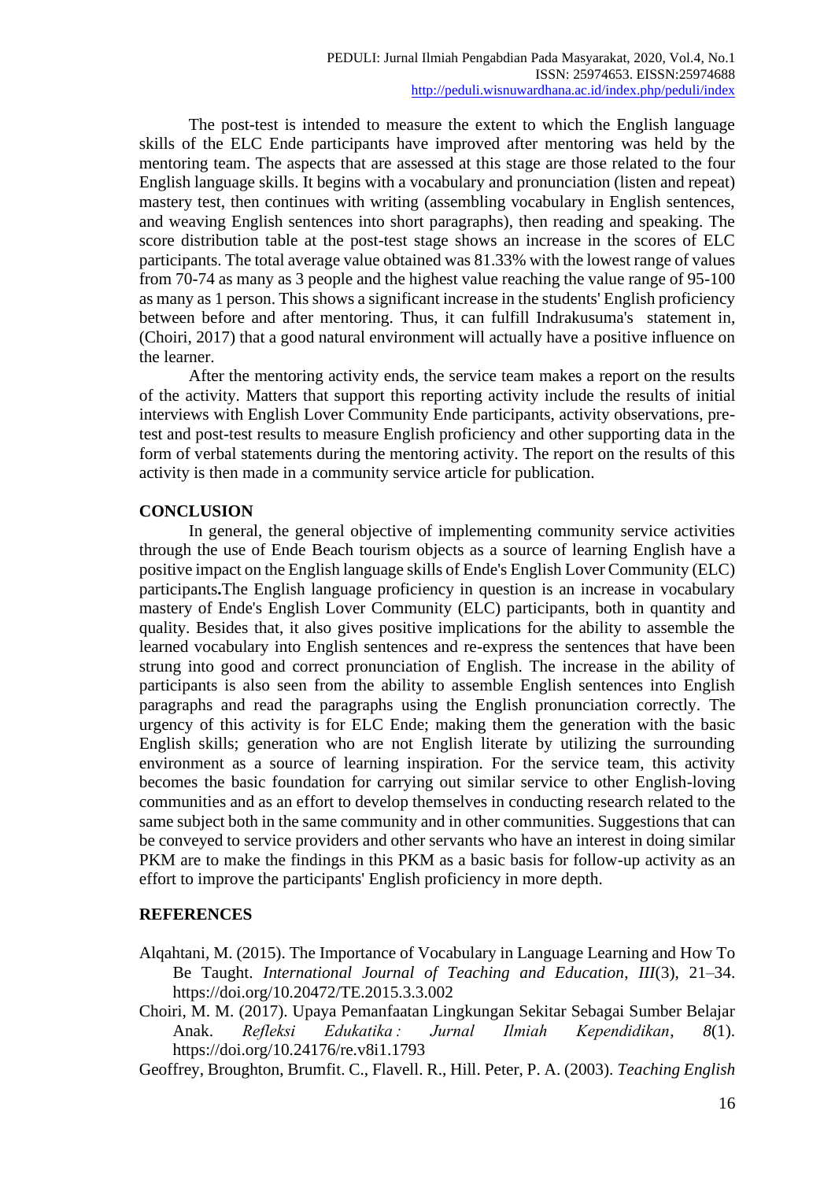The post-test is intended to measure the extent to which the English language skills of the ELC Ende participants have improved after mentoring was held by the mentoring team. The aspects that are assessed at this stage are those related to the four English language skills. It begins with a vocabulary and pronunciation (listen and repeat) mastery test, then continues with writing (assembling vocabulary in English sentences, and weaving English sentences into short paragraphs), then reading and speaking. The score distribution table at the post-test stage shows an increase in the scores of ELC participants. The total average value obtained was 81.33% with the lowest range of values from 70-74 as many as 3 people and the highest value reaching the value range of 95-100 as many as 1 person. This shows a significant increase in the students' English proficiency between before and after mentoring. Thus, it can fulfill Indrakusuma's statement in, (Choiri, 2017) that a good natural environment will actually have a positive influence on the learner.

After the mentoring activity ends, the service team makes a report on the results of the activity. Matters that support this reporting activity include the results of initial interviews with English Lover Community Ende participants, activity observations, pre-test and post-test results to measure English proficiency and other supporting data in the form of verbal statements during the mentoring activity. The report on the results of this activity is then made in a community service article for publication.

## CONCLUSION

In general, the general objective of implementing community service activities through the use of Ende Beach tourism objects as a source of learning English have a positive impact on the English language skills of Ende's English Lover Community (ELC) participants**.**The English language proficiency in question is an increase in vocabulary mastery of Ende's English Lover Community (ELC) participants, both in quantity and quality. Besides that, it also gives positive implications for the ability to assemble the learned vocabulary into English sentences and re-express the sentences that have been strung into good and correct pronunciation of English. The increase in the ability of participants is also seen from the ability to assemble English sentences into English paragraphs and read the paragraphs using the English pronunciation correctly. The urgency of this activity is for ELC Ende; making them the generation with the basic English skills; generation who are not English literate by utilizing the surrounding environment as a source of learning inspiration. For the service team, this activity becomes the basic foundation for carrying out similar service to other English-loving communities and as an effort to develop themselves in conducting research related to the same subject both in the same community and in other communities. Suggestions that can be conveyed to service providers and other servants who have an interest in doing similar PKM are to make the findings in this PKM as a basic basis for follow-up activity as an effort to improve the participants' English proficiency in more depth.

## REFERENCES

Alqahtani, M. (2015). The Importance of Vocabulary in Language Learning and How To Be Taught. *International Journal of Teaching and Education*, *III*(3), 21–34. https://doi.org/10.20472/TE.2015.3.3.002

Choiri, M. M. (2017). Upaya Pemanfaatan Lingkungan Sekitar Sebagai Sumber Belajar Anak. *Refleksi Edukatika : Jurnal Ilmiah Kependidikan*, *8*(1). https://doi.org/10.24176/re.v8i1.1793

Geoffrey, Broughton, Brumfit. C., Flavell. R., Hill. Peter, P. A. (2003). *Teaching English*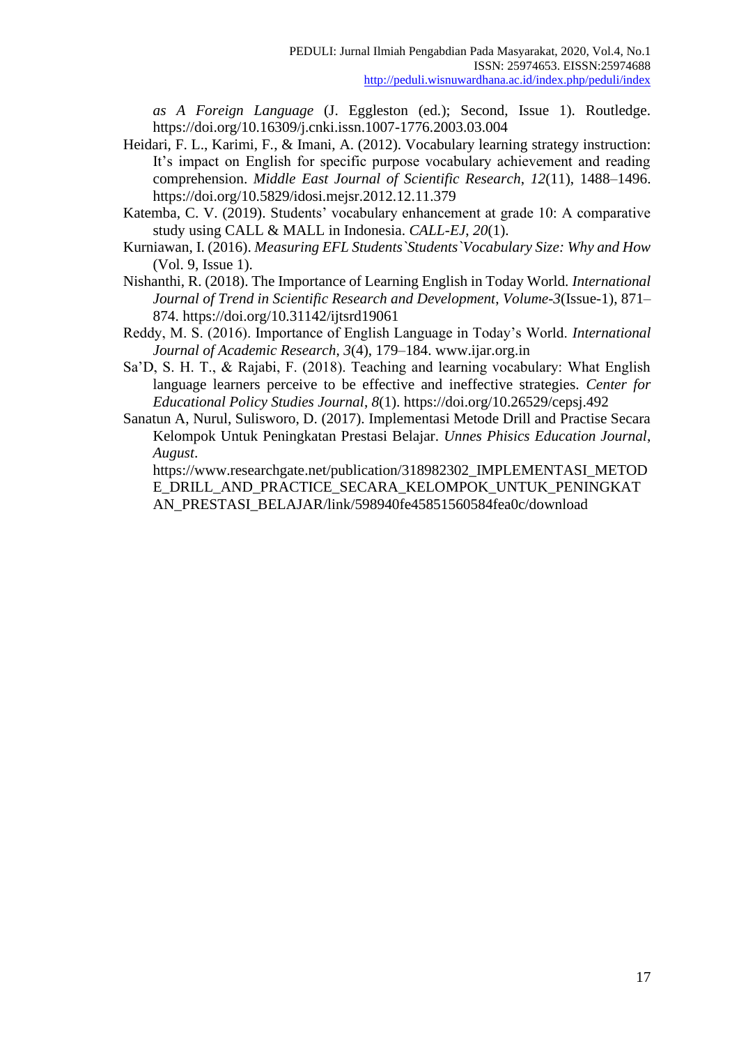*as A Foreign Language* (J. Eggleston (ed.); Second, Issue 1). Routledge. https://doi.org/10.16309/j.cnki.issn.1007-1776.2003.03.004

Heidari, F. L., Karimi, F., & Imani, A. (2012). Vocabulary learning strategy instruction: It's impact on English for specific purpose vocabulary achievement and reading comprehension. *Middle East Journal of Scientific Research*, *12*(11), 1488–1496. https://doi.org/10.5829/idosi.mejsr.2012.12.11.379

Katemba, C. V. (2019). Students' vocabulary enhancement at grade 10: A comparative study using CALL & MALL in Indonesia. *CALL-EJ*, *20*(1).

Kurniawan, I. (2016). *Measuring EFL Students`Students`Vocabulary Size: Why and How* (Vol. 9, Issue 1).

Nishanthi, R. (2018). The Importance of Learning English in Today World. *International Journal of Trend in Scientific Research and Development*, *Volume-3*(Issue-1), 871–874. https://doi.org/10.31142/ijtsrd19061

Reddy, M. S. (2016). Importance of English Language in Today's World. *International Journal of Academic Research*, *3*(4), 179–184. www.ijar.org.in

Sa'D, S. H. T., & Rajabi, F. (2018). Teaching and learning vocabulary: What English language learners perceive to be effective and ineffective strategies. *Center for Educational Policy Studies Journal*, *8*(1). https://doi.org/10.26529/cepsj.492

Sanatun A, Nurul, Sulisworo, D. (2017). Implementasi Metode Drill and Practise Secara Kelompok Untuk Peningkatan Prestasi Belajar. *Unnes Phisics Education Journal*, *August*. https://www.researchgate.net/publication/318982302_IMPLEMENTASI_METODE_DRILL_AND_PRACTICE_SECARA_KELOMPOK_UNTUK_PENINGKATAN_PRESTASI_BELAJAR/link/598940fe45851560584fea0c/download